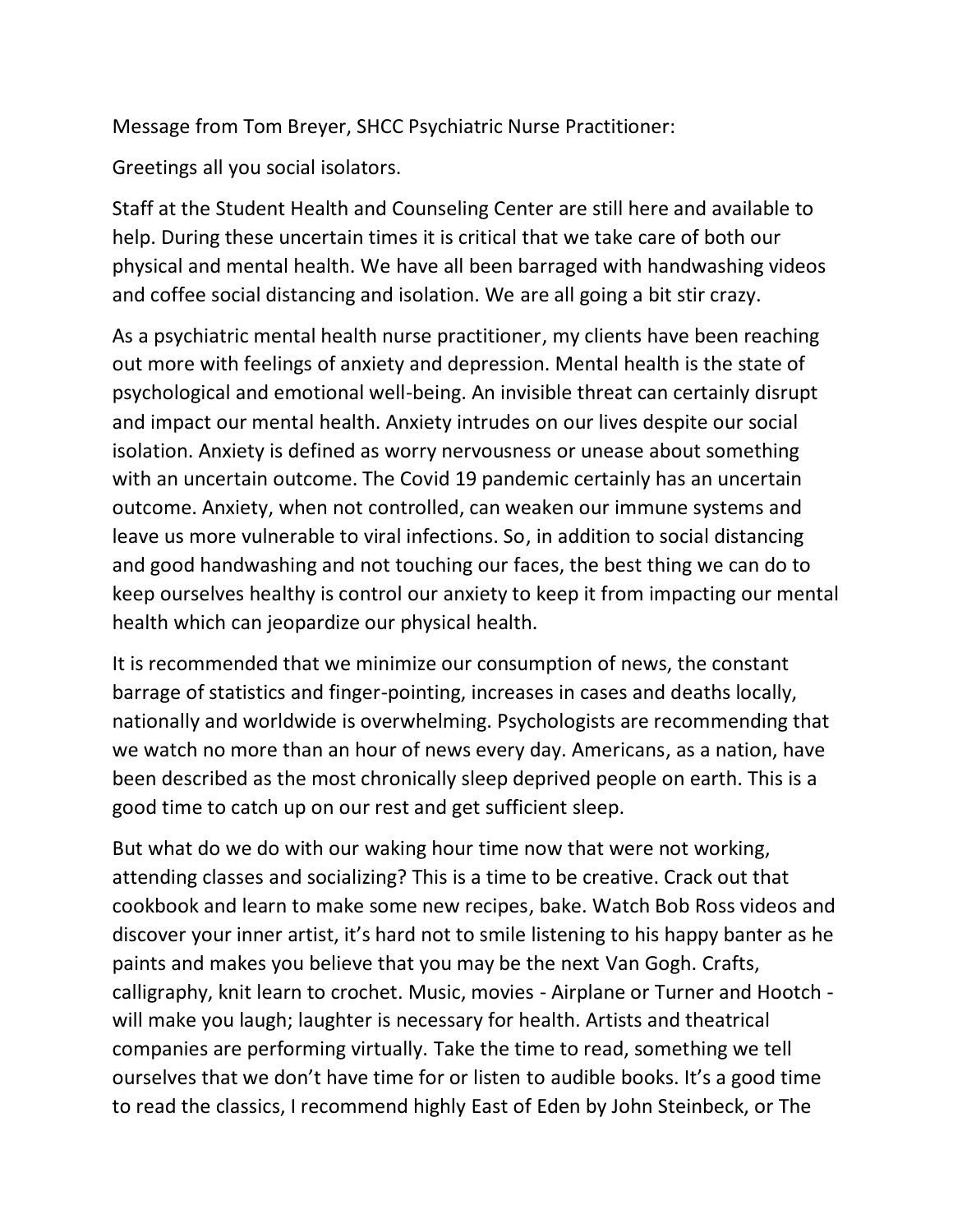Message from Tom Breyer, SHCC Psychiatric Nurse Practitioner:

Greetings all you social isolators.

Staff at the Student Health and Counseling Center are still here and available to help. During these uncertain times it is critical that we take care of both our physical and mental health. We have all been barraged with handwashing videos and coffee social distancing and isolation. We are all going a bit stir crazy.

As a psychiatric mental health nurse practitioner, my clients have been reaching out more with feelings of anxiety and depression. Mental health is the state of psychological and emotional well-being. An invisible threat can certainly disrupt and impact our mental health. Anxiety intrudes on our lives despite our social isolation. Anxiety is defined as worry nervousness or unease about something with an uncertain outcome. The Covid 19 pandemic certainly has an uncertain outcome. Anxiety, when not controlled, can weaken our immune systems and leave us more vulnerable to viral infections. So, in addition to social distancing and good handwashing and not touching our faces, the best thing we can do to keep ourselves healthy is control our anxiety to keep it from impacting our mental health which can jeopardize our physical health.

It is recommended that we minimize our consumption of news, the constant barrage of statistics and finger-pointing, increases in cases and deaths locally, nationally and worldwide is overwhelming. Psychologists are recommending that we watch no more than an hour of news every day. Americans, as a nation, have been described as the most chronically sleep deprived people on earth. This is a good time to catch up on our rest and get sufficient sleep.

But what do we do with our waking hour time now that were not working, attending classes and socializing? This is a time to be creative. Crack out that cookbook and learn to make some new recipes, bake. Watch Bob Ross videos and discover your inner artist, it's hard not to smile listening to his happy banter as he paints and makes you believe that you may be the next Van Gogh. Crafts, calligraphy, knit learn to crochet. Music, movies - Airplane or Turner and Hootch - will make you laugh; laughter is necessary for health. Artists and theatrical companies are performing virtually. Take the time to read, something we tell ourselves that we don't have time for or listen to audible books. It's a good time to read the classics, I recommend highly East of Eden by John Steinbeck, or The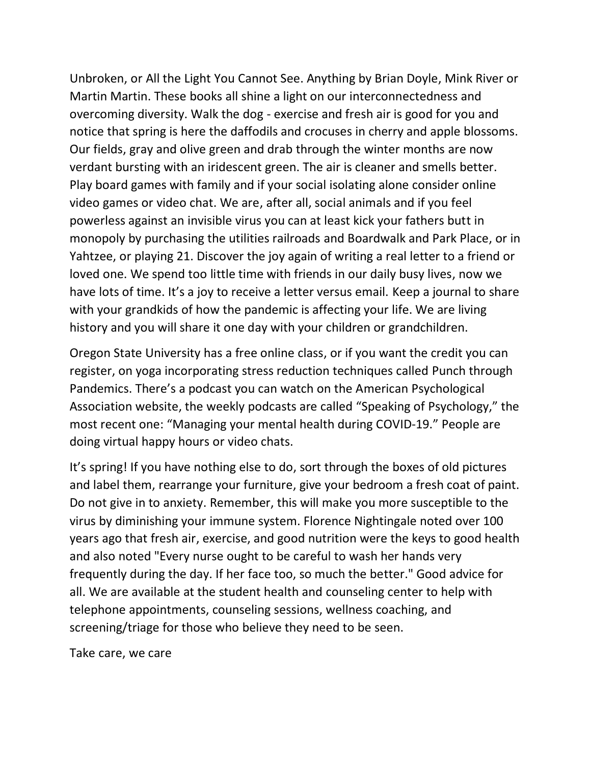Unbroken, or All the Light You Cannot See. Anything by Brian Doyle, Mink River or Martin Martin. These books all shine a light on our interconnectedness and overcoming diversity. Walk the dog - exercise and fresh air is good for you and notice that spring is here the daffodils and crocuses in cherry and apple blossoms. Our fields, gray and olive green and drab through the winter months are now verdant bursting with an iridescent green. The air is cleaner and smells better. Play board games with family and if your social isolating alone consider online video games or video chat. We are, after all, social animals and if you feel powerless against an invisible virus you can at least kick your fathers butt in monopoly by purchasing the utilities railroads and Boardwalk and Park Place, or in Yahtzee, or playing 21. Discover the joy again of writing a real letter to a friend or loved one. We spend too little time with friends in our daily busy lives, now we have lots of time. It's a joy to receive a letter versus email. Keep a journal to share with your grandkids of how the pandemic is affecting your life. We are living history and you will share it one day with your children or grandchildren.

Oregon State University has a free online class, or if you want the credit you can register, on yoga incorporating stress reduction techniques called Punch through Pandemics. There's a podcast you can watch on the American Psychological Association website, the weekly podcasts are called "Speaking of Psychology," the most recent one: "Managing your mental health during COVID-19." People are doing virtual happy hours or video chats.

It's spring! If you have nothing else to do, sort through the boxes of old pictures and label them, rearrange your furniture, give your bedroom a fresh coat of paint. Do not give in to anxiety. Remember, this will make you more susceptible to the virus by diminishing your immune system. Florence Nightingale noted over 100 years ago that fresh air, exercise, and good nutrition were the keys to good health and also noted "Every nurse ought to be careful to wash her hands very frequently during the day. If her face too, so much the better." Good advice for all. We are available at the student health and counseling center to help with telephone appointments, counseling sessions, wellness coaching, and screening/triage for those who believe they need to be seen.

Take care, we care